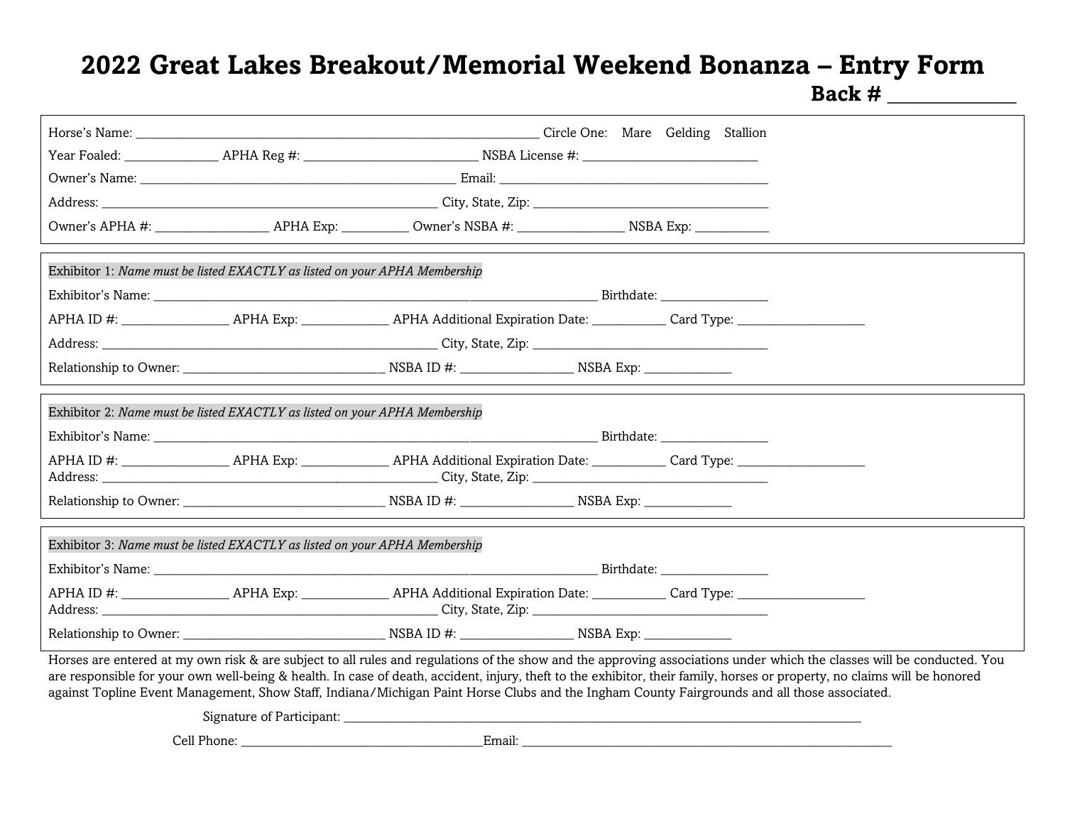# 2022 Great Lakes Breakout/Memorial Weekend Bonanza – Entry Form

**Back # _____________**

Horse's Name: ____________________________________________ Circle One: Mare Gelding Stallion

Year Foaled: ______________ APHA Reg #: ___________________________ NSBA License #: ___________________________

Owner's Name: ______________________________________________ Email: _________________________________________

Address: _____________________________________________________ City, State, Zip: ______________________________________

Owner's APHA #: _________________ APHA Exp: __________ Owner's NSBA #: ________________ NSBA Exp: ___________

---

Exhibitor 1: *Name must be listed EXACTLY as listed on your APHA Membership*

Exhibitor's Name: ________________________________________________________________ Birthdate: ________________

APHA ID #: ________________ APHA Exp: _____________ APHA Additional Expiration Date: ___________ Card Type: ____________________

Address: _____________________________________________________ City, State, Zip: ______________________________________

Relationship to Owner: ________________________________ NSBA ID #: _________________ NSBA Exp: _____________

---

Exhibitor 2: *Name must be listed EXACTLY as listed on your APHA Membership*

Exhibitor's Name: ________________________________________________________________ Birthdate: ________________

APHA ID #: ________________ APHA Exp: _____________ APHA Additional Expiration Date: ___________ Card Type: ____________________

Address: _____________________________________________________ City, State, Zip: ______________________________________

Relationship to Owner: ________________________________ NSBA ID #: _________________ NSBA Exp: _____________

---

Exhibitor 3: *Name must be listed EXACTLY as listed on your APHA Membership*

Exhibitor's Name: ________________________________________________________________ Birthdate: ________________

APHA ID #: ________________ APHA Exp: _____________ APHA Additional Expiration Date: ___________ Card Type: ____________________

Address: _____________________________________________________ City, State, Zip: ______________________________________

Relationship to Owner: ________________________________ NSBA ID #: _________________ NSBA Exp: _____________

---

Horses are entered at my own risk & are subject to all rules and regulations of the show and the approving associations under which the classes will be conducted. You are responsible for your own well-being & health. In case of death, accident, injury, theft to the exhibitor, their family, horses or property, no claims will be honored against Topline Event Management, Show Staff, Indiana/Michigan Paint Horse Clubs and the Ingham County Fairgrounds and all those associated.

Signature of Participant: ____________________________________________________________________________

Cell Phone: ______________________________________Email: ____________________________________________________________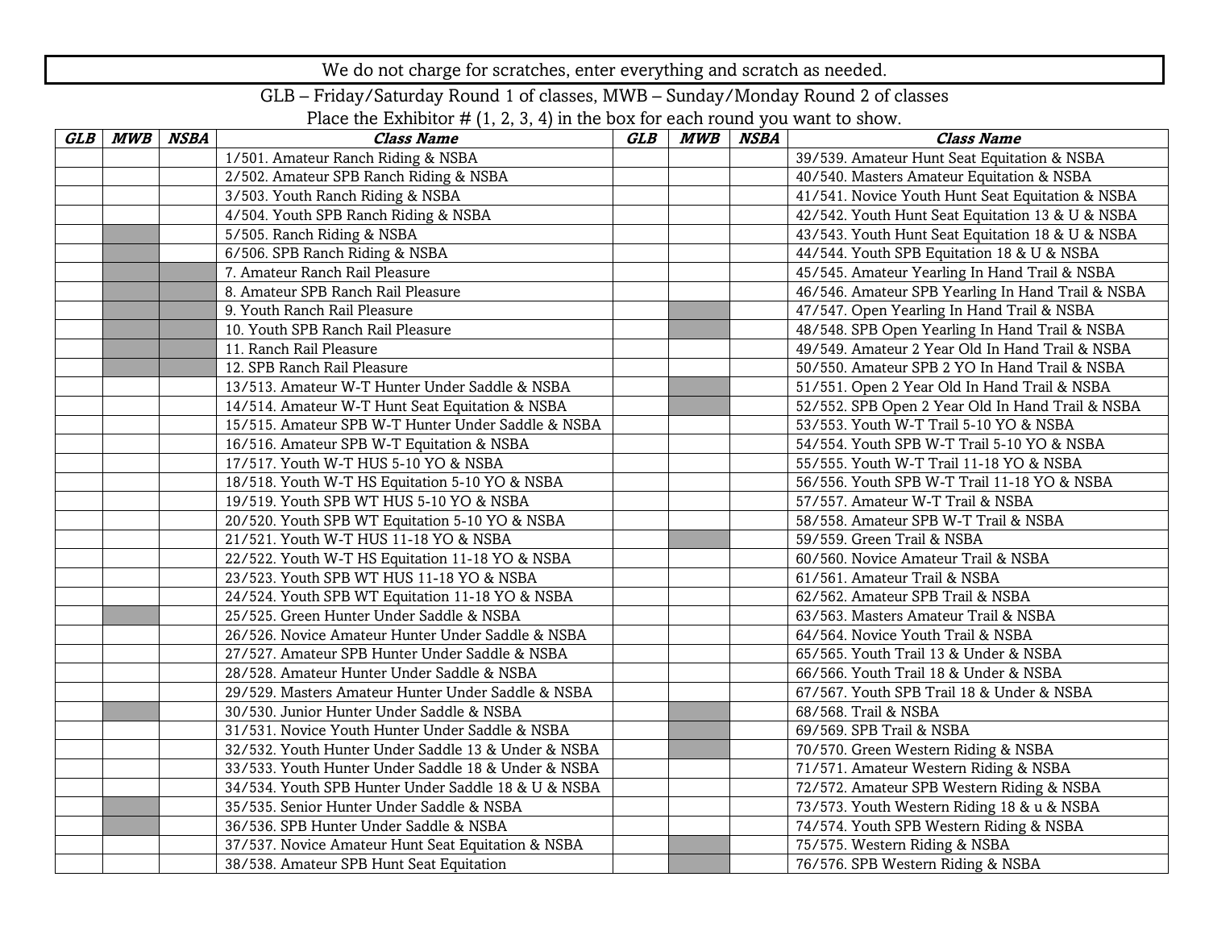We do not charge for scratches, enter everything and scratch as needed.

GLB – Friday/Saturday Round 1 of classes, MWB – Sunday/Monday Round 2 of classes

Place the Exhibitor # (1, 2, 3, 4) in the box for each round you want to show.

| ***GLB*** | ***MWB*** | ***NSBA*** | ***Class Name*** | ***GLB*** | ***MWB*** | ***NSBA*** | ***Class Name*** |
|---|---|---|---|---|---|---|---|
| | | | 1/501. Amateur Ranch Riding & NSBA | | | | 39/539. Amateur Hunt Seat Equitation & NSBA |
| | | | 2/502. Amateur SPB Ranch Riding & NSBA | | | | 40/540. Masters Amateur Equitation & NSBA |
| | | | 3/503. Youth Ranch Riding & NSBA | | | | 41/541. Novice Youth Hunt Seat Equitation & NSBA |
| | | | 4/504. Youth SPB Ranch Riding & NSBA | | | | 42/542. Youth Hunt Seat Equitation 13 & U & NSBA |
| | | | 5/505. Ranch Riding & NSBA | | | | 43/543. Youth Hunt Seat Equitation 18 & U & NSBA |
| | | | 6/506. SPB Ranch Riding & NSBA | | | | 44/544. Youth SPB Equitation 18 & U & NSBA |
| | | | 7. Amateur Ranch Rail Pleasure | | | | 45/545. Amateur Yearling In Hand Trail & NSBA |
| | | | 8. Amateur SPB Ranch Rail Pleasure | | | | 46/546. Amateur SPB Yearling In Hand Trail & NSBA |
| | | | 9. Youth Ranch Rail Pleasure | | | | 47/547. Open Yearling In Hand Trail & NSBA |
| | | | 10. Youth SPB Ranch Rail Pleasure | | | | 48/548. SPB Open Yearling In Hand Trail & NSBA |
| | | | 11. Ranch Rail Pleasure | | | | 49/549. Amateur 2 Year Old In Hand Trail & NSBA |
| | | | 12. SPB Ranch Rail Pleasure | | | | 50/550. Amateur SPB 2 YO In Hand Trail & NSBA |
| | | | 13/513. Amateur W-T Hunter Under Saddle & NSBA | | | | 51/551. Open 2 Year Old In Hand Trail & NSBA |
| | | | 14/514. Amateur W-T Hunt Seat Equitation & NSBA | | | | 52/552. SPB Open 2 Year Old In Hand Trail & NSBA |
| | | | 15/515. Amateur SPB W-T Hunter Under Saddle & NSBA | | | | 53/553. Youth W-T Trail 5-10 YO & NSBA |
| | | | 16/516. Amateur SPB W-T Equitation & NSBA | | | | 54/554. Youth SPB W-T Trail 5-10 YO & NSBA |
| | | | 17/517. Youth W-T HUS 5-10 YO & NSBA | | | | 55/555. Youth W-T Trail 11-18 YO & NSBA |
| | | | 18/518. Youth W-T HS Equitation 5-10 YO & NSBA | | | | 56/556. Youth SPB W-T Trail 11-18 YO & NSBA |
| | | | 19/519. Youth SPB WT HUS 5-10 YO & NSBA | | | | 57/557. Amateur W-T Trail & NSBA |
| | | | 20/520. Youth SPB WT Equitation 5-10 YO & NSBA | | | | 58/558. Amateur SPB W-T Trail & NSBA |
| | | | 21/521. Youth W-T HUS 11-18 YO & NSBA | | | | 59/559. Green Trail & NSBA |
| | | | 22/522. Youth W-T HS Equitation 11-18 YO & NSBA | | | | 60/560. Novice Amateur Trail & NSBA |
| | | | 23/523. Youth SPB WT HUS 11-18 YO & NSBA | | | | 61/561. Amateur Trail & NSBA |
| | | | 24/524. Youth SPB WT Equitation 11-18 YO & NSBA | | | | 62/562. Amateur SPB Trail & NSBA |
| | | | 25/525. Green Hunter Under Saddle & NSBA | | | | 63/563. Masters Amateur Trail & NSBA |
| | | | 26/526. Novice Amateur Hunter Under Saddle & NSBA | | | | 64/564. Novice Youth Trail & NSBA |
| | | | 27/527. Amateur SPB Hunter Under Saddle & NSBA | | | | 65/565. Youth Trail 13 & Under & NSBA |
| | | | 28/528. Amateur Hunter Under Saddle & NSBA | | | | 66/566. Youth Trail 18 & Under & NSBA |
| | | | 29/529. Masters Amateur Hunter Under Saddle & NSBA | | | | 67/567. Youth SPB Trail 18 & Under & NSBA |
| | | | 30/530. Junior Hunter Under Saddle & NSBA | | | | 68/568. Trail & NSBA |
| | | | 31/531. Novice Youth Hunter Under Saddle & NSBA | | | | 69/569. SPB Trail & NSBA |
| | | | 32/532. Youth Hunter Under Saddle 13 & Under & NSBA | | | | 70/570. Green Western Riding & NSBA |
| | | | 33/533. Youth Hunter Under Saddle 18 & Under & NSBA | | | | 71/571. Amateur Western Riding & NSBA |
| | | | 34/534. Youth SPB Hunter Under Saddle 18 & U & NSBA | | | | 72/572. Amateur SPB Western Riding & NSBA |
| | | | 35/535. Senior Hunter Under Saddle & NSBA | | | | 73/573. Youth Western Riding 18 & u & NSBA |
| | | | 36/536. SPB Hunter Under Saddle & NSBA | | | | 74/574. Youth SPB Western Riding & NSBA |
| | | | 37/537. Novice Amateur Hunt Seat Equitation & NSBA | | | | 75/575. Western Riding & NSBA |
| | | | 38/538. Amateur SPB Hunt Seat Equitation | | | | 76/576. SPB Western Riding & NSBA |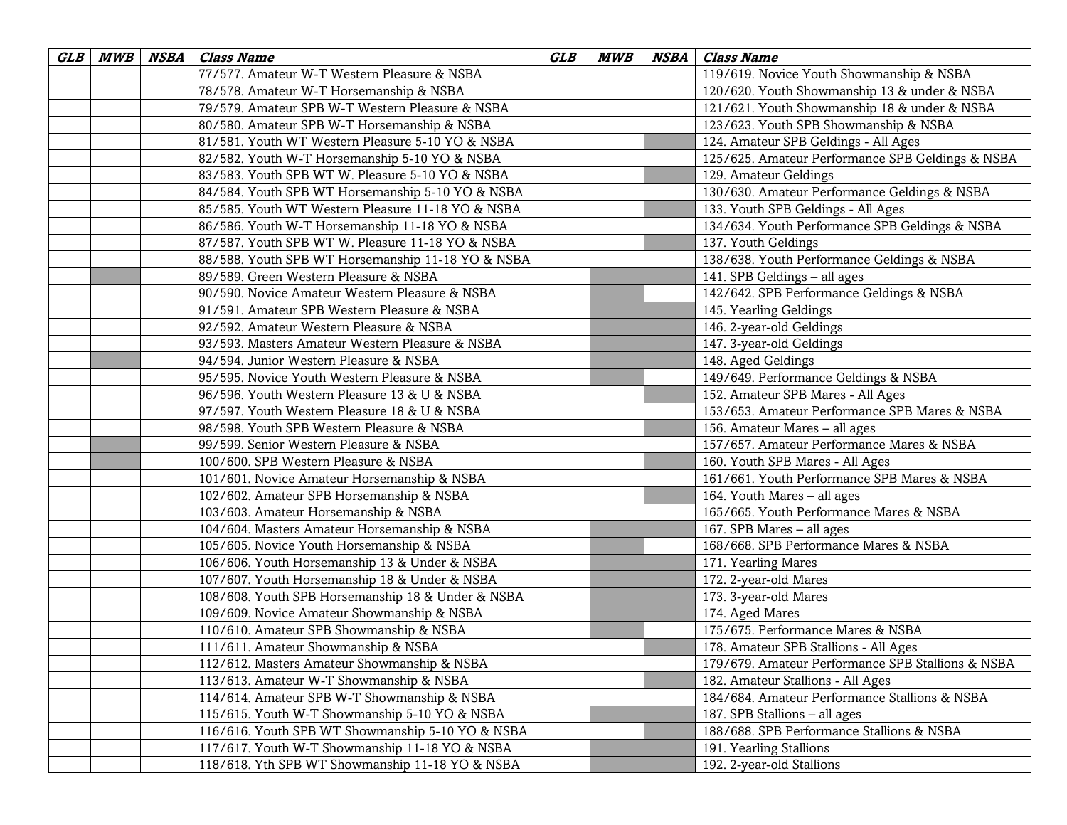| GLB | MWB | NSBA | Class Name | GLB | MWB | NSBA | Class Name |
|---|---|---|---|---|---|---|---|
| | | | 77/577. Amateur W-T Western Pleasure & NSBA | | | | 119/619. Novice Youth Showmanship & NSBA |
| | | | 78/578. Amateur W-T Horsemanship & NSBA | | | | 120/620. Youth Showmanship 13 & under & NSBA |
| | | | 79/579. Amateur SPB W-T Western Pleasure & NSBA | | | | 121/621. Youth Showmanship 18 & under & NSBA |
| | | | 80/580. Amateur SPB W-T Horsemanship & NSBA | | | | 123/623. Youth SPB Showmanship & NSBA |
| | | | 81/581. Youth WT Western Pleasure 5-10 YO & NSBA | | | | 124. Amateur SPB Geldings - All Ages |
| | | | 82/582. Youth W-T Horsemanship 5-10 YO & NSBA | | | | 125/625. Amateur Performance SPB Geldings & NSBA |
| | | | 83/583. Youth SPB WT W. Pleasure 5-10 YO & NSBA | | | | 129. Amateur Geldings |
| | | | 84/584. Youth SPB WT Horsemanship 5-10 YO & NSBA | | | | 130/630. Amateur Performance Geldings & NSBA |
| | | | 85/585. Youth WT Western Pleasure 11-18 YO & NSBA | | | | 133. Youth SPB Geldings - All Ages |
| | | | 86/586. Youth W-T Horsemanship 11-18 YO & NSBA | | | | 134/634. Youth Performance SPB Geldings & NSBA |
| | | | 87/587. Youth SPB WT W. Pleasure 11-18 YO & NSBA | | | | 137. Youth Geldings |
| | | | 88/588. Youth SPB WT Horsemanship 11-18 YO & NSBA | | | | 138/638. Youth Performance Geldings & NSBA |
| | | | 89/589. Green Western Pleasure & NSBA | | | | 141. SPB Geldings – all ages |
| | | | 90/590. Novice Amateur Western Pleasure & NSBA | | | | 142/642. SPB Performance Geldings & NSBA |
| | | | 91/591. Amateur SPB Western Pleasure & NSBA | | | | 145. Yearling Geldings |
| | | | 92/592. Amateur Western Pleasure & NSBA | | | | 146. 2-year-old Geldings |
| | | | 93/593. Masters Amateur Western Pleasure & NSBA | | | | 147. 3-year-old Geldings |
| | | | 94/594. Junior Western Pleasure & NSBA | | | | 148. Aged Geldings |
| | | | 95/595. Novice Youth Western Pleasure & NSBA | | | | 149/649. Performance Geldings & NSBA |
| | | | 96/596. Youth Western Pleasure 13 & U & NSBA | | | | 152. Amateur SPB Mares - All Ages |
| | | | 97/597. Youth Western Pleasure 18 & U & NSBA | | | | 153/653. Amateur Performance SPB Mares & NSBA |
| | | | 98/598. Youth SPB Western Pleasure & NSBA | | | | 156. Amateur Mares – all ages |
| | | | 99/599. Senior Western Pleasure & NSBA | | | | 157/657. Amateur Performance Mares & NSBA |
| | | | 100/600. SPB Western Pleasure & NSBA | | | | 160. Youth SPB Mares - All Ages |
| | | | 101/601. Novice Amateur Horsemanship & NSBA | | | | 161/661. Youth Performance SPB Mares & NSBA |
| | | | 102/602. Amateur SPB Horsemanship & NSBA | | | | 164. Youth Mares – all ages |
| | | | 103/603. Amateur Horsemanship & NSBA | | | | 165/665. Youth Performance Mares & NSBA |
| | | | 104/604. Masters Amateur Horsemanship & NSBA | | | | 167. SPB Mares – all ages |
| | | | 105/605. Novice Youth Horsemanship & NSBA | | | | 168/668. SPB Performance Mares & NSBA |
| | | | 106/606. Youth Horsemanship 13 & Under & NSBA | | | | 171. Yearling Mares |
| | | | 107/607. Youth Horsemanship 18 & Under & NSBA | | | | 172. 2-year-old Mares |
| | | | 108/608. Youth SPB Horsemanship 18 & Under & NSBA | | | | 173. 3-year-old Mares |
| | | | 109/609. Novice Amateur Showmanship & NSBA | | | | 174. Aged Mares |
| | | | 110/610. Amateur SPB Showmanship & NSBA | | | | 175/675. Performance Mares & NSBA |
| | | | 111/611. Amateur Showmanship & NSBA | | | | 178. Amateur SPB Stallions - All Ages |
| | | | 112/612. Masters Amateur Showmanship & NSBA | | | | 179/679. Amateur Performance SPB Stallions & NSBA |
| | | | 113/613. Amateur W-T Showmanship & NSBA | | | | 182. Amateur Stallions - All Ages |
| | | | 114/614. Amateur SPB W-T Showmanship & NSBA | | | | 184/684. Amateur Performance Stallions & NSBA |
| | | | 115/615. Youth W-T Showmanship 5-10 YO & NSBA | | | | 187. SPB Stallions – all ages |
| | | | 116/616. Youth SPB WT Showmanship 5-10 YO & NSBA | | | | 188/688. SPB Performance Stallions & NSBA |
| | | | 117/617. Youth W-T Showmanship 11-18 YO & NSBA | | | | 191. Yearling Stallions |
| | | | 118/618. Yth SPB WT Showmanship 11-18 YO & NSBA | | | | 192. 2-year-old Stallions |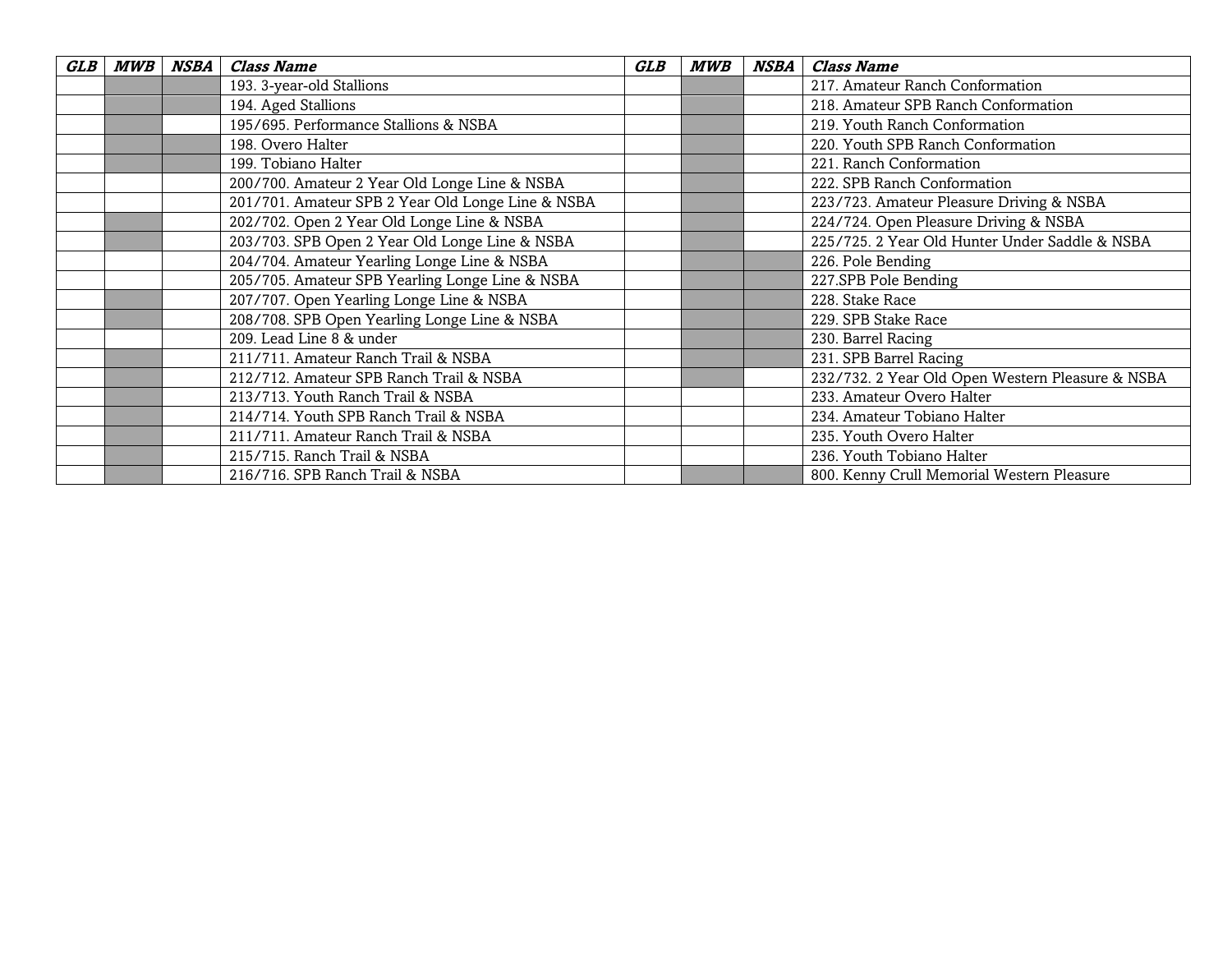| ***GLB*** | ***MWB*** | ***NSBA*** | ***Class Name*** | ***GLB*** | ***MWB*** | ***NSBA*** | ***Class Name*** |
|---|---|---|---|---|---|---|---|
| | | | 193. 3-year-old Stallions | | | | 217. Amateur Ranch Conformation |
| | | | 194. Aged Stallions | | | | 218. Amateur SPB Ranch Conformation |
| | | | 195/695. Performance Stallions & NSBA | | | | 219. Youth Ranch Conformation |
| | | | 198. Overo Halter | | | | 220. Youth SPB Ranch Conformation |
| | | | 199. Tobiano Halter | | | | 221. Ranch Conformation |
| | | | 200/700. Amateur 2 Year Old Longe Line & NSBA | | | | 222. SPB Ranch Conformation |
| | | | 201/701. Amateur SPB 2 Year Old Longe Line & NSBA | | | | 223/723. Amateur Pleasure Driving & NSBA |
| | | | 202/702. Open 2 Year Old Longe Line & NSBA | | | | 224/724. Open Pleasure Driving & NSBA |
| | | | 203/703. SPB Open 2 Year Old Longe Line & NSBA | | | | 225/725. 2 Year Old Hunter Under Saddle & NSBA |
| | | | 204/704. Amateur Yearling Longe Line & NSBA | | | | 226. Pole Bending |
| | | | 205/705. Amateur SPB Yearling Longe Line & NSBA | | | | 227.SPB Pole Bending |
| | | | 207/707. Open Yearling Longe Line & NSBA | | | | 228. Stake Race |
| | | | 208/708. SPB Open Yearling Longe Line & NSBA | | | | 229. SPB Stake Race |
| | | | 209. Lead Line 8 & under | | | | 230. Barrel Racing |
| | | | 211/711. Amateur Ranch Trail & NSBA | | | | 231. SPB Barrel Racing |
| | | | 212/712. Amateur SPB Ranch Trail & NSBA | | | | 232/732. 2 Year Old Open Western Pleasure & NSBA |
| | | | 213/713. Youth Ranch Trail & NSBA | | | | 233. Amateur Overo Halter |
| | | | 214/714. Youth SPB Ranch Trail & NSBA | | | | 234. Amateur Tobiano Halter |
| | | | 211/711. Amateur Ranch Trail & NSBA | | | | 235. Youth Overo Halter |
| | | | 215/715. Ranch Trail & NSBA | | | | 236. Youth Tobiano Halter |
| | | | 216/716. SPB Ranch Trail & NSBA | | | | 800. Kenny Crull Memorial Western Pleasure |